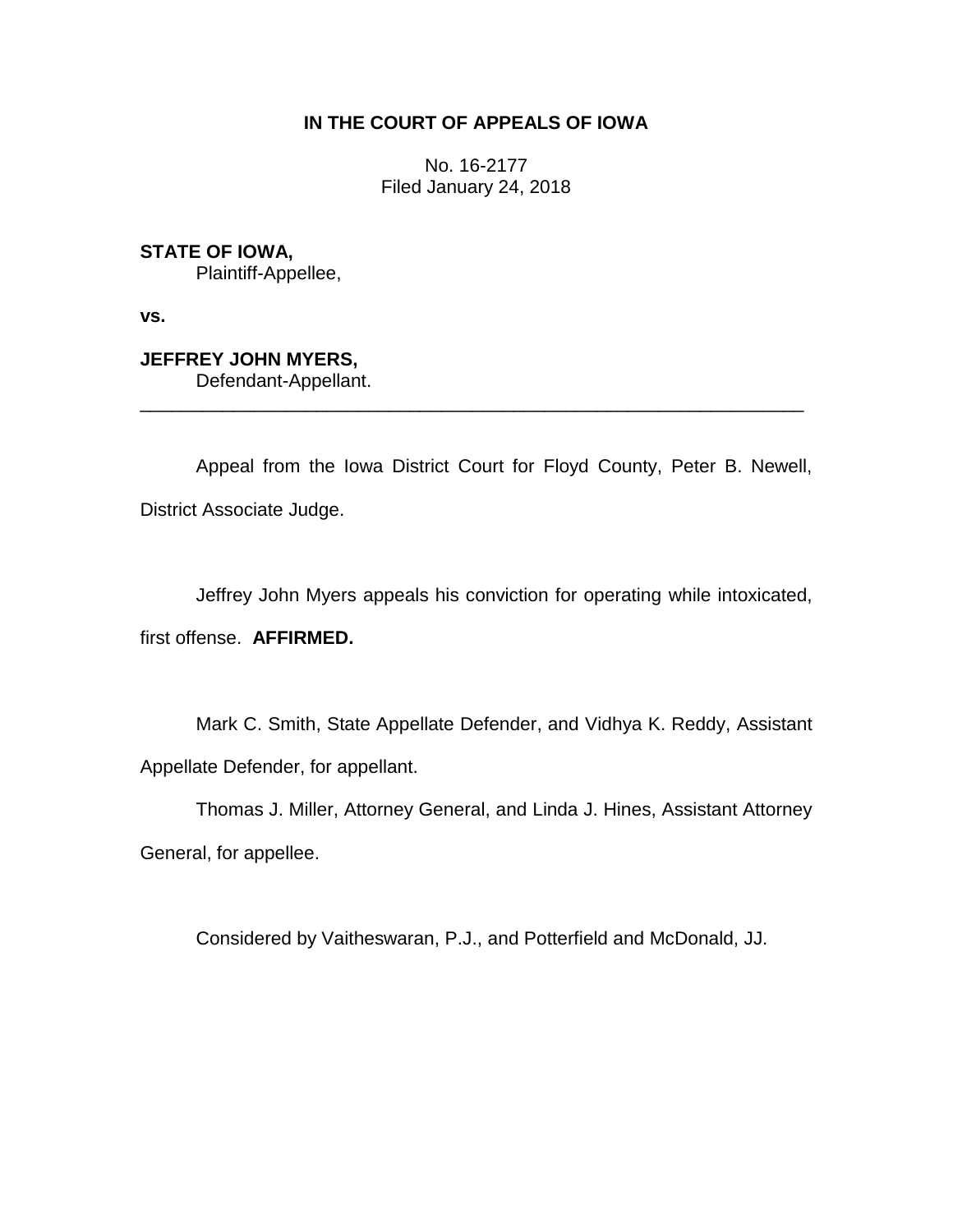**IN THE COURT OF APPEALS OF IOWA**

No. 16-2177
Filed January 24, 2018

**STATE OF IOWA,**
Plaintiff-Appellee,

**vs.**

**JEFFREY JOHN MYERS,**
Defendant-Appellant.

---

Appeal from the Iowa District Court for Floyd County, Peter B. Newell, District Associate Judge.

Jeffrey John Myers appeals his conviction for operating while intoxicated, first offense. **AFFIRMED.**

Mark C. Smith, State Appellate Defender, and Vidhya K. Reddy, Assistant Appellate Defender, for appellant.

Thomas J. Miller, Attorney General, and Linda J. Hines, Assistant Attorney General, for appellee.

Considered by Vaitheswaran, P.J., and Potterfield and McDonald, JJ.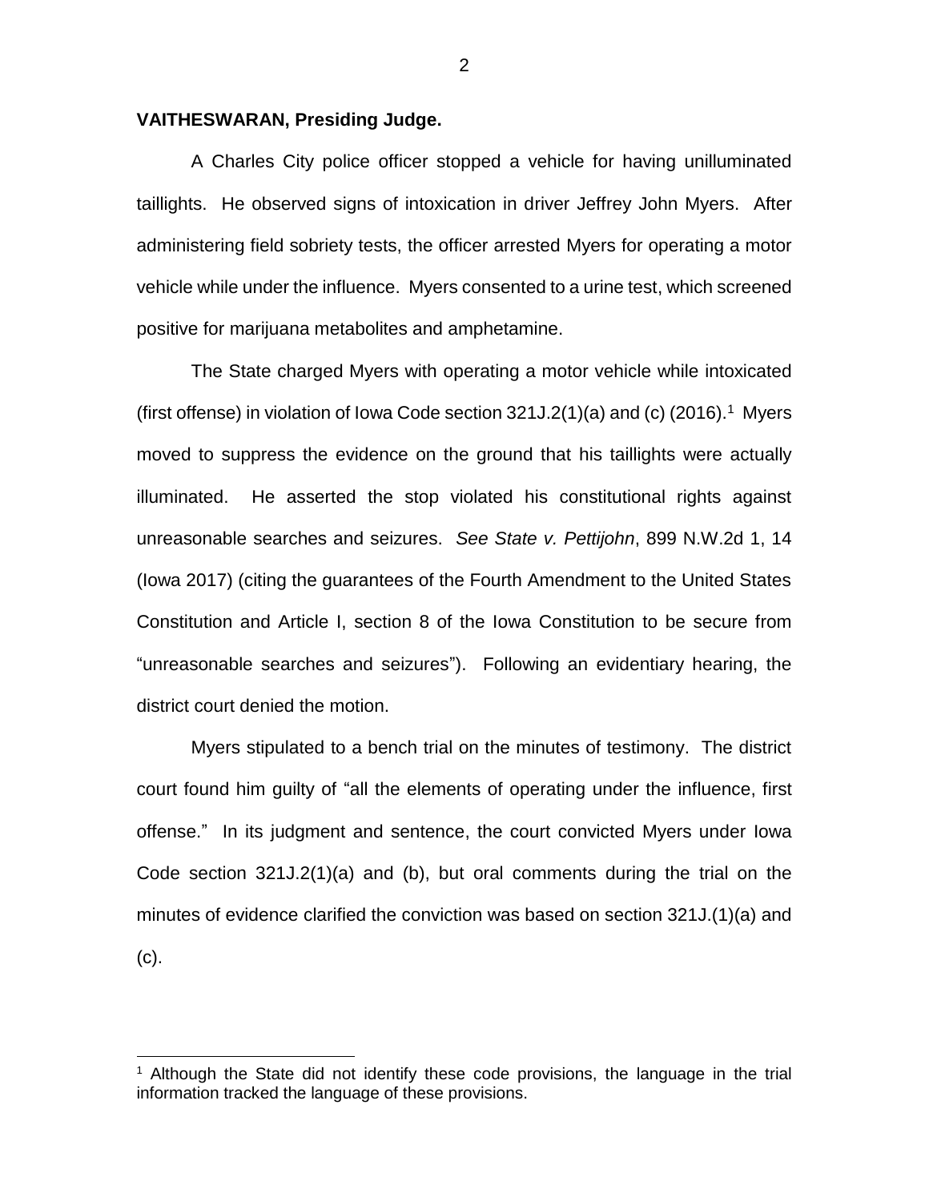**VAITHESWARAN, Presiding Judge.**

A Charles City police officer stopped a vehicle for having unilluminated taillights. He observed signs of intoxication in driver Jeffrey John Myers. After administering field sobriety tests, the officer arrested Myers for operating a motor vehicle while under the influence. Myers consented to a urine test, which screened positive for marijuana metabolites and amphetamine.

The State charged Myers with operating a motor vehicle while intoxicated (first offense) in violation of Iowa Code section 321J.2(1)(a) and (c) (2016).[1] Myers moved to suppress the evidence on the ground that his taillights were actually illuminated. He asserted the stop violated his constitutional rights against unreasonable searches and seizures. *See State v. Pettijohn*, 899 N.W.2d 1, 14 (Iowa 2017) (citing the guarantees of the Fourth Amendment to the United States Constitution and Article I, section 8 of the Iowa Constitution to be secure from "unreasonable searches and seizures"). Following an evidentiary hearing, the district court denied the motion.

Myers stipulated to a bench trial on the minutes of testimony. The district court found him guilty of "all the elements of operating under the influence, first offense." In its judgment and sentence, the court convicted Myers under Iowa Code section 321J.2(1)(a) and (b), but oral comments during the trial on the minutes of evidence clarified the conviction was based on section 321J.(1)(a) and (c).

[1] Although the State did not identify these code provisions, the language in the trial information tracked the language of these provisions.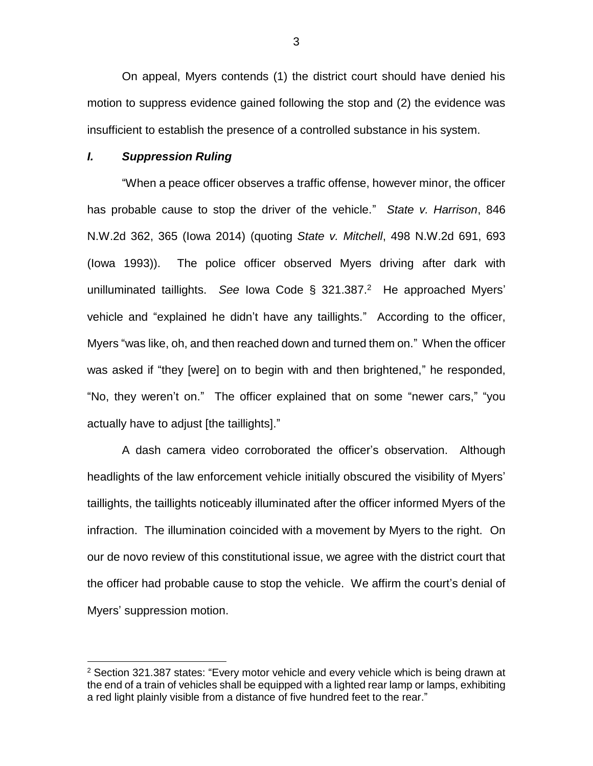On appeal, Myers contends (1) the district court should have denied his motion to suppress evidence gained following the stop and (2) the evidence was insufficient to establish the presence of a controlled substance in his system.

### *I. Suppression Ruling*

"When a peace officer observes a traffic offense, however minor, the officer has probable cause to stop the driver of the vehicle." *State v. Harrison*, 846 N.W.2d 362, 365 (Iowa 2014) (quoting *State v. Mitchell*, 498 N.W.2d 691, 693 (Iowa 1993)). The police officer observed Myers driving after dark with unilluminated taillights. *See* Iowa Code § 321.387.[2] He approached Myers' vehicle and "explained he didn't have any taillights." According to the officer, Myers "was like, oh, and then reached down and turned them on." When the officer was asked if "they [were] on to begin with and then brightened," he responded, "No, they weren't on." The officer explained that on some "newer cars," "you actually have to adjust [the taillights]."

A dash camera video corroborated the officer's observation. Although headlights of the law enforcement vehicle initially obscured the visibility of Myers' taillights, the taillights noticeably illuminated after the officer informed Myers of the infraction. The illumination coincided with a movement by Myers to the right. On our de novo review of this constitutional issue, we agree with the district court that the officer had probable cause to stop the vehicle. We affirm the court's denial of Myers' suppression motion.

---

[2] Section 321.387 states: "Every motor vehicle and every vehicle which is being drawn at the end of a train of vehicles shall be equipped with a lighted rear lamp or lamps, exhibiting a red light plainly visible from a distance of five hundred feet to the rear."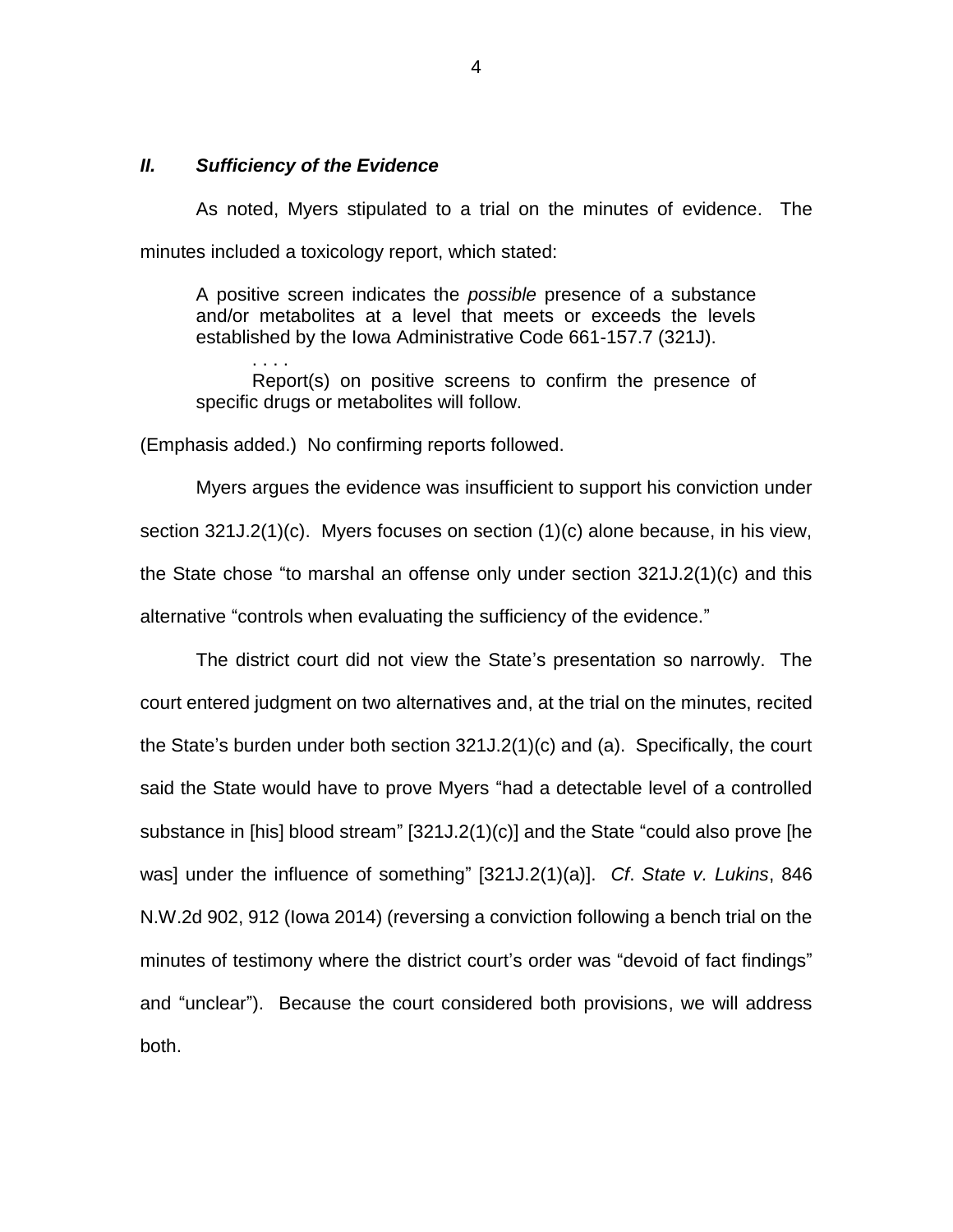## *II. Sufficiency of the Evidence*

As noted, Myers stipulated to a trial on the minutes of evidence. The minutes included a toxicology report, which stated:

> A positive screen indicates the *possible* presence of a substance and/or metabolites at a level that meets or exceeds the levels established by the Iowa Administrative Code 661-157.7 (321J).
>
> . . . .
>
> Report(s) on positive screens to confirm the presence of specific drugs or metabolites will follow.

(Emphasis added.) No confirming reports followed.

Myers argues the evidence was insufficient to support his conviction under section 321J.2(1)(c). Myers focuses on section (1)(c) alone because, in his view, the State chose "to marshal an offense only under section 321J.2(1)(c) and this alternative "controls when evaluating the sufficiency of the evidence."

The district court did not view the State's presentation so narrowly. The court entered judgment on two alternatives and, at the trial on the minutes, recited the State's burden under both section 321J.2(1)(c) and (a). Specifically, the court said the State would have to prove Myers "had a detectable level of a controlled substance in [his] blood stream" [321J.2(1)(c)] and the State "could also prove [he was] under the influence of something" [321J.2(1)(a)]. *Cf*. *State v. Lukins*, 846 N.W.2d 902, 912 (Iowa 2014) (reversing a conviction following a bench trial on the minutes of testimony where the district court's order was "devoid of fact findings" and "unclear"). Because the court considered both provisions, we will address both.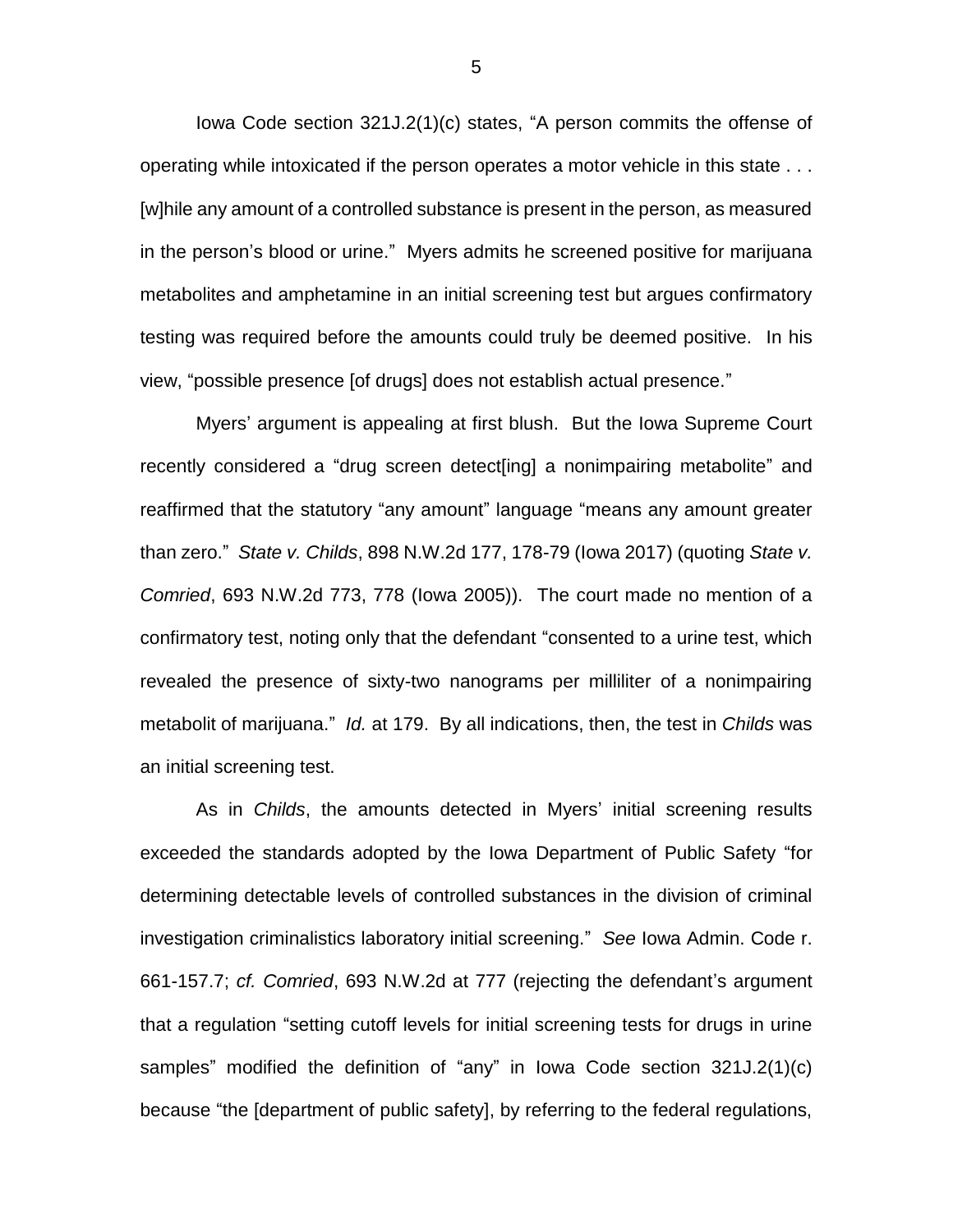Iowa Code section 321J.2(1)(c) states, "A person commits the offense of operating while intoxicated if the person operates a motor vehicle in this state . . . [w]hile any amount of a controlled substance is present in the person, as measured in the person's blood or urine." Myers admits he screened positive for marijuana metabolites and amphetamine in an initial screening test but argues confirmatory testing was required before the amounts could truly be deemed positive. In his view, "possible presence [of drugs] does not establish actual presence."

Myers' argument is appealing at first blush. But the Iowa Supreme Court recently considered a "drug screen detect[ing] a nonimpairing metabolite" and reaffirmed that the statutory "any amount" language "means any amount greater than zero." *State v. Childs*, 898 N.W.2d 177, 178-79 (Iowa 2017) (quoting *State v. Comried*, 693 N.W.2d 773, 778 (Iowa 2005)). The court made no mention of a confirmatory test, noting only that the defendant "consented to a urine test, which revealed the presence of sixty-two nanograms per milliliter of a nonimpairing metabolit of marijuana." *Id.* at 179. By all indications, then, the test in *Childs* was an initial screening test.

As in *Childs*, the amounts detected in Myers' initial screening results exceeded the standards adopted by the Iowa Department of Public Safety "for determining detectable levels of controlled substances in the division of criminal investigation criminalistics laboratory initial screening." *See* Iowa Admin. Code r. 661-157.7; *cf. Comried*, 693 N.W.2d at 777 (rejecting the defendant's argument that a regulation "setting cutoff levels for initial screening tests for drugs in urine samples" modified the definition of "any" in Iowa Code section 321J.2(1)(c) because "the [department of public safety], by referring to the federal regulations,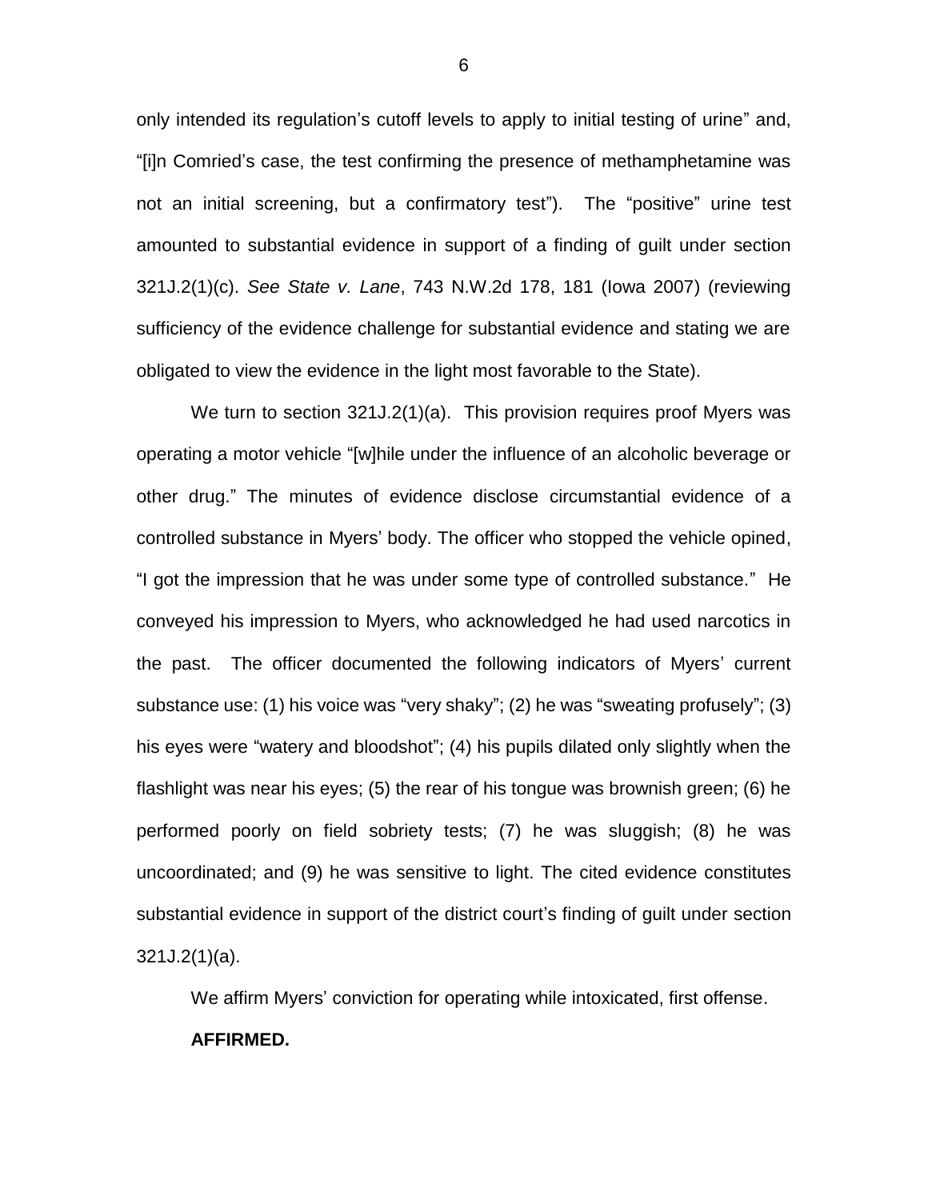only intended its regulation's cutoff levels to apply to initial testing of urine" and, "[i]n Comried's case, the test confirming the presence of methamphetamine was not an initial screening, but a confirmatory test"). The "positive" urine test amounted to substantial evidence in support of a finding of guilt under section 321J.2(1)(c). *See State v. Lane*, 743 N.W.2d 178, 181 (Iowa 2007) (reviewing sufficiency of the evidence challenge for substantial evidence and stating we are obligated to view the evidence in the light most favorable to the State).

We turn to section 321J.2(1)(a). This provision requires proof Myers was operating a motor vehicle "[w]hile under the influence of an alcoholic beverage or other drug." The minutes of evidence disclose circumstantial evidence of a controlled substance in Myers' body. The officer who stopped the vehicle opined, "I got the impression that he was under some type of controlled substance." He conveyed his impression to Myers, who acknowledged he had used narcotics in the past. The officer documented the following indicators of Myers' current substance use: (1) his voice was "very shaky"; (2) he was "sweating profusely"; (3) his eyes were "watery and bloodshot"; (4) his pupils dilated only slightly when the flashlight was near his eyes; (5) the rear of his tongue was brownish green; (6) he performed poorly on field sobriety tests; (7) he was sluggish; (8) he was uncoordinated; and (9) he was sensitive to light. The cited evidence constitutes substantial evidence in support of the district court's finding of guilt under section 321J.2(1)(a).

We affirm Myers' conviction for operating while intoxicated, first offense.

**AFFIRMED.**